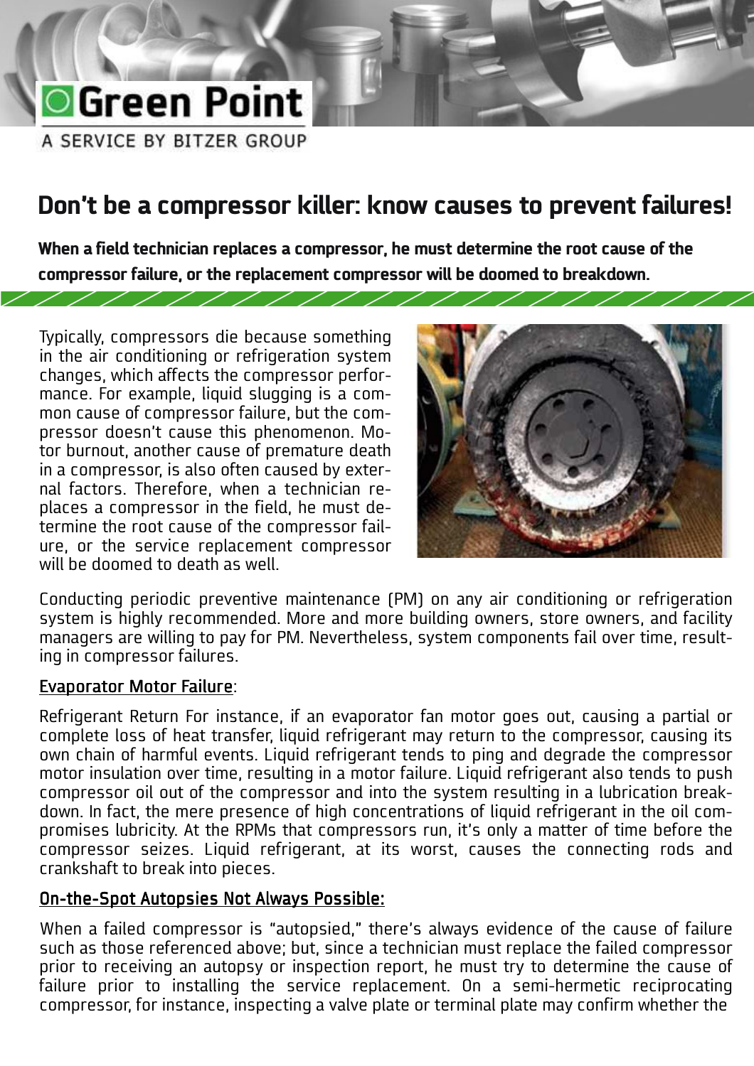Green Point

A SERVICE BY BITZER GROUP

# Don't be a compressor killer: know causes to prevent failures!

**When a field technician replaces a compressor, he must determine the root cause of the compressor failure, or the replacement compressor will be doomed to breakdown.**

Typically, compressors die because something in the air conditioning or refrigeration system changes, which affects the compressor performance. For example, liquid slugging is a common cause of compressor failure, but the compressor doesn't cause this phenomenon. Motor burnout, another cause of premature death in a compressor, is also often caused by external factors. Therefore, when a technician replaces a compressor in the field, he must determine the root cause of the compressor failure, or the service replacement compressor will be doomed to death as well.

Conducting periodic preventive maintenance (PM) on any air conditioning or refrigeration system is highly recommended. More and more building owners, store owners, and facility managers are willing to pay for PM. Nevertheless, system components fail over time, resulting in compressor failures.

<u>Evaporator Motor Failure</u>:

Refrigerant Return For instance, if an evaporator fan motor goes out, causing a partial or complete loss of heat transfer, liquid refrigerant may return to the compressor, causing its own chain of harmful events. Liquid refrigerant tends to ping and degrade the compressor motor insulation over time, resulting in a motor failure. Liquid refrigerant also tends to push compressor oil out of the compressor and into the system resulting in a lubrication breakdown. In fact, the mere presence of high concentrations of liquid refrigerant in the oil compromises lubricity. At the RPMs that compressors run, it's only a matter of time before the compressor seizes. Liquid refrigerant, at its worst, causes the connecting rods and crankshaft to break into pieces.

<u>On-the-Spot Autopsies Not Always Possible:</u>

When a failed compressor is "autopsied," there's always evidence of the cause of failure such as those referenced above; but, since a technician must replace the failed compressor prior to receiving an autopsy or inspection report, he must try to determine the cause of failure prior to installing the service replacement. On a semi-hermetic reciprocating compressor, for instance, inspecting a valve plate or terminal plate may confirm whether the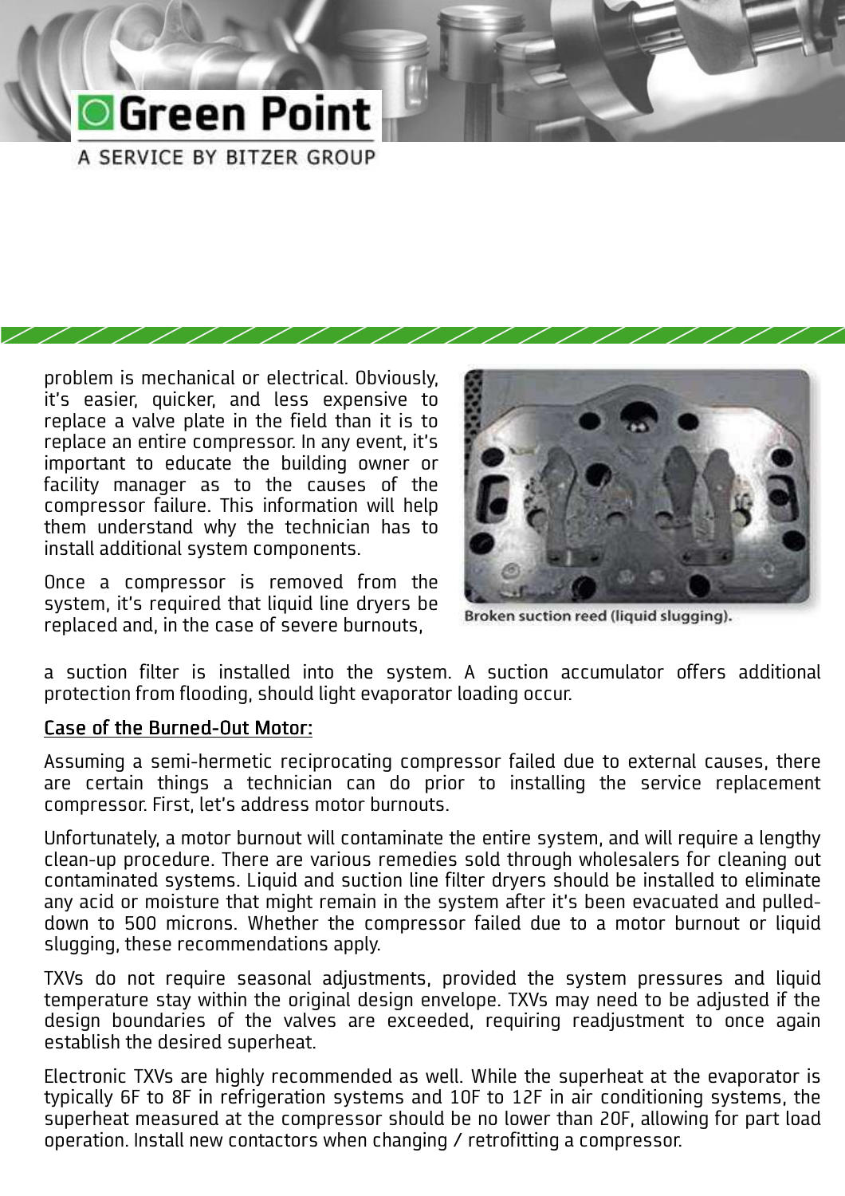problem is mechanical or electrical. Obviously, it's easier, quicker, and less expensive to replace a valve plate in the field than it is to replace an entire compressor. In any event, it's important to educate the building owner or facility manager as to the causes of the compressor failure. This information will help them understand why the technician has to install additional system components.

Once a compressor is removed from the system, it's required that liquid line dryers be replaced and, in the case of severe burnouts, a suction filter is installed into the system. A suction accumulator offers additional protection from flooding, should light evaporator loading occur.

Broken suction reed (liquid slugging).

<u>Case of the Burned-Out Motor:</u>

Assuming a semi-hermetic reciprocating compressor failed due to external causes, there are certain things a technician can do prior to installing the service replacement compressor. First, let's address motor burnouts.

Unfortunately, a motor burnout will contaminate the entire system, and will require a lengthy clean-up procedure. There are various remedies sold through wholesalers for cleaning out contaminated systems. Liquid and suction line filter dryers should be installed to eliminate any acid or moisture that might remain in the system after it's been evacuated and pulled-down to 500 microns. Whether the compressor failed due to a motor burnout or liquid slugging, these recommendations apply.

TXVs do not require seasonal adjustments, provided the system pressures and liquid temperature stay within the original design envelope. TXVs may need to be adjusted if the design boundaries of the valves are exceeded, requiring readjustment to once again establish the desired superheat.

Electronic TXVs are highly recommended as well. While the superheat at the evaporator is typically 6F to 8F in refrigeration systems and 10F to 12F in air conditioning systems, the superheat measured at the compressor should be no lower than 20F, allowing for part load operation. Install new contactors when changing / retrofitting a compressor.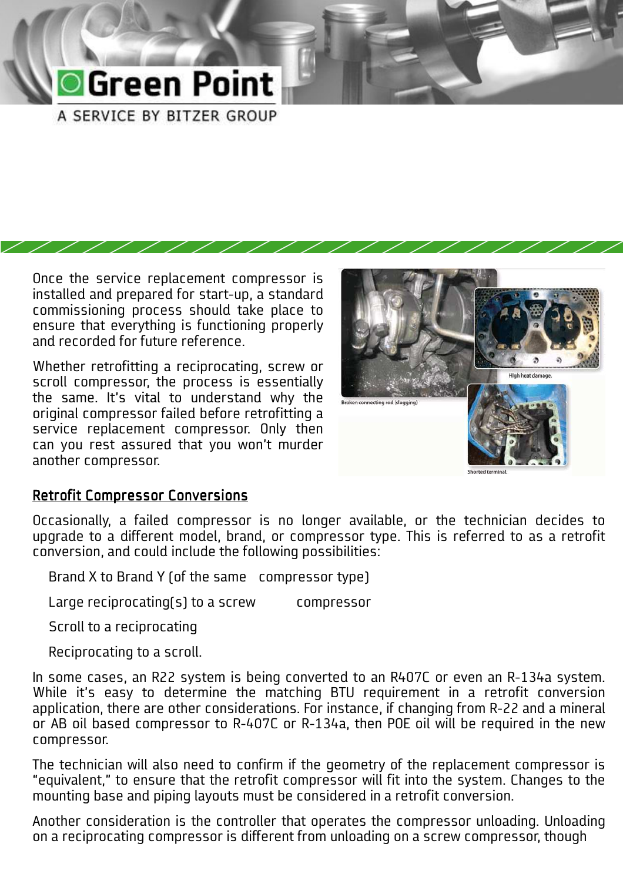Once the service replacement compressor is installed and prepared for start-up, a standard commissioning process should take place to ensure that everything is functioning properly and recorded for future reference.

Whether retrofitting a reciprocating, screw or scroll compressor, the process is essentially the same. It's vital to understand why the original compressor failed before retrofitting a service replacement compressor. Only then can you rest assured that you won't murder another compressor.

Broken connecting rod (slugging)

High heat damage.

Shorted terminal.

## Retrofit Compressor Conversions

Occasionally, a failed compressor is no longer available, or the technician decides to upgrade to a different model, brand, or compressor type. This is referred to as a retrofit conversion, and could include the following possibilities:

- Brand X to Brand Y (of the same compressor type)
- Large reciprocating(s) to a screw compressor
- Scroll to a reciprocating
- Reciprocating to a scroll.

In some cases, an R22 system is being converted to an R407C or even an R-134a system. While it's easy to determine the matching BTU requirement in a retrofit conversion application, there are other considerations. For instance, if changing from R-22 and a mineral or AB oil based compressor to R-407C or R-134a, then POE oil will be required in the new compressor.

The technician will also need to confirm if the geometry of the replacement compressor is "equivalent," to ensure that the retrofit compressor will fit into the system. Changes to the mounting base and piping layouts must be considered in a retrofit conversion.

Another consideration is the controller that operates the compressor unloading. Unloading on a reciprocating compressor is different from unloading on a screw compressor, though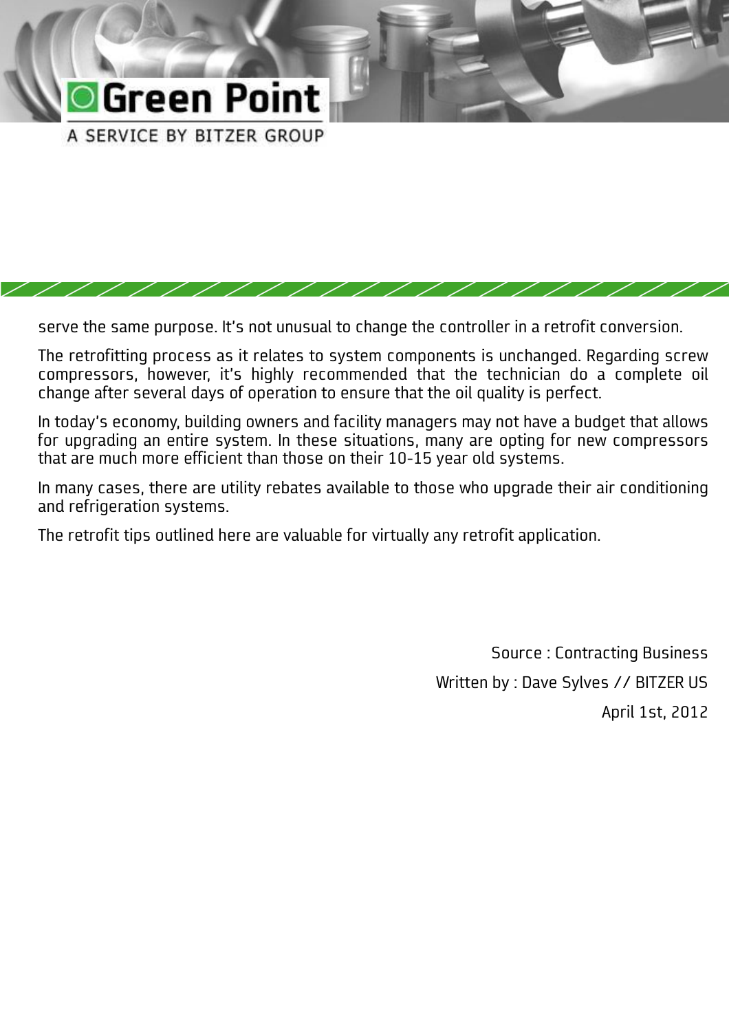serve the same purpose. It's not unusual to change the controller in a retrofit conversion.

The retrofitting process as it relates to system components is unchanged. Regarding screw compressors, however, it's highly recommended that the technician do a complete oil change after several days of operation to ensure that the oil quality is perfect.

In today's economy, building owners and facility managers may not have a budget that allows for upgrading an entire system. In these situations, many are opting for new compressors that are much more efficient than those on their 10-15 year old systems.

In many cases, there are utility rebates available to those who upgrade their air conditioning and refrigeration systems.

The retrofit tips outlined here are valuable for virtually any retrofit application.

Source : Contracting Business

Written by : Dave Sylves // BITZER US

April 1st, 2012